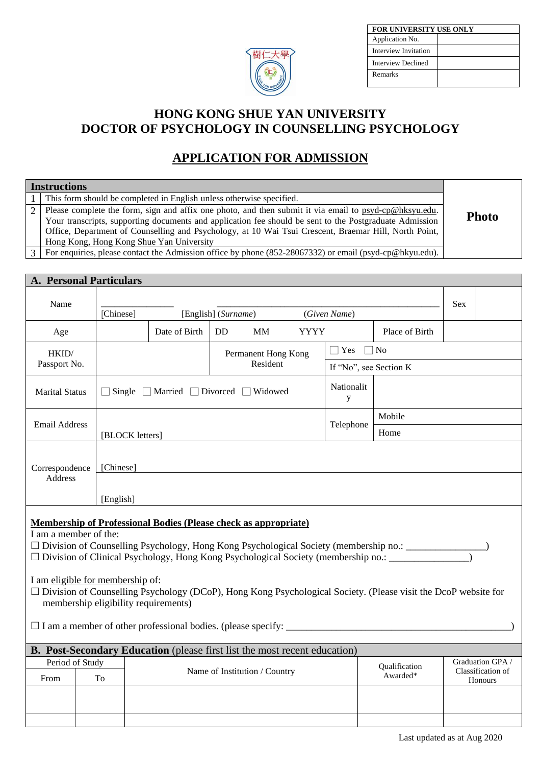| FOR UNIVERSITY USE ONLY | |
|---|---|
| Application No. | |
| Interview Invitation | |
| Interview Declined | |
| Remarks | |

# HONG KONG SHUE YAN UNIVERSITY
# DOCTOR OF PSYCHOLOGY IN COUNSELLING PSYCHOLOGY

## APPLICATION FOR ADMISSION

| Instructions | | Photo |
|---|---|---|
| 1 | This form should be completed in English unless otherwise specified. | |
| 2 | Please complete the form, sign and affix one photo, and then submit it via email to psyd-cp@hksyu.edu. Your transcripts, supporting documents and application fee should be sent to the Postgraduate Admission Office, Department of Counselling and Psychology, at 10 Wai Tsui Crescent, Braemar Hill, North Point, Hong Kong, Hong Kong Shue Yan University | |
| 3 | For enquiries, please contact the Admission office by phone (852-28067332) or email (psyd-cp@hkyu.edu). | |

**A. Personal Particulars**

| Name | _______________ [Chinese] | [English] (*Surname*) | (*Given Name*) | | Sex | |
|---|---|---|---|---|---|---|
| Age | | Date of Birth | DD MM YYYY | | Place of Birth | |
| HKID/ Passport No. | | Permanent Hong Kong Resident | ☐ Yes ☐ No / If "No", see Section K | | | |
| Marital Status | ☐ Single ☐ Married ☐ Divorced ☐ Widowed | | | Nationality | | |
| Email Address | [BLOCK letters] | | | Telephone | Mobile / Home | |
| Correspondence Address | [Chinese] / [English] | | | | | |

**Membership of Professional Bodies (Please check as appropriate)**

I am a member of the:

☐ Division of Counselling Psychology, Hong Kong Psychological Society (membership no.: _______________)

☐ Division of Clinical Psychology, Hong Kong Psychological Society (membership no.: _______________)

I am eligible for membership of:

☐ Division of Counselling Psychology (DCoP), Hong Kong Psychological Society. (Please visit the DcoP website for membership eligibility requirements)

☐ I am a member of other professional bodies. (please specify: _______________________________________________)

**B. Post-Secondary Education** (please first list the most recent education)

| Period of Study | | Name of Institution / Country | Qualification Awarded* | Graduation GPA / Classification of Honours |
|---|---|---|---|---|
| From | To | | | |
| | | | | |
| | | | | |

Last updated as at Aug 2020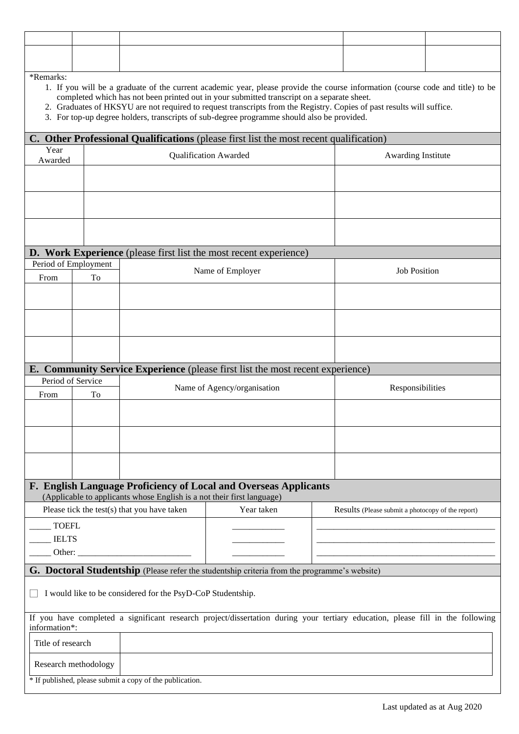| | | | | |
|---|---|---|---|---|
| | | | | |
| | | | | |

*Remarks:

1. If you will be a graduate of the current academic year, please provide the course information (course code and title) to be completed which has not been printed out in your submitted transcript on a separate sheet.
2. Graduates of HKSYU are not required to request transcripts from the Registry. Copies of past results will suffice.
3. For top-up degree holders, transcripts of sub-degree programme should also be provided.

## C. Other Professional Qualifications (please first list the most recent qualification)

| Year Awarded | Qualification Awarded | Awarding Institute |
|---|---|---|
| | | |
| | | |
| | | |

## D. Work Experience (please first list the most recent experience)

| Period of Employment | | Name of Employer | Job Position |
|---|---|---|---|
| From | To | | |
| | | | |
| | | | |
| | | | |

## E. Community Service Experience (please first list the most recent experience)

| Period of Service | | Name of Agency/organisation | Responsibilities |
|---|---|---|---|
| From | To | | |
| | | | |
| | | | |
| | | | |

## F. English Language Proficiency of Local and Overseas Applicants

(Applicable to applicants whose English is a not their first language)

| Please tick the test(s) that you have taken | Year taken | Results (Please submit a photocopy of the report) |
|---|---|---|
| _____ TOEFL | ____________ | __________________________________________ |
| _____ IELTS | ____________ | __________________________________________ |
| _____ Other: __________________________ | ____________ | __________________________________________ |

## G. Doctoral Studentship (Please refer the studentship criteria from the programme's website)

☐ I would like to be considered for the PsyD-CoP Studentship.

If you have completed a significant research project/dissertation during your tertiary education, please fill in the following information*:

| Title of research | |
|---|---|
| Research methodology | |

* If published, please submit a copy of the publication.

Last updated as at Aug 2020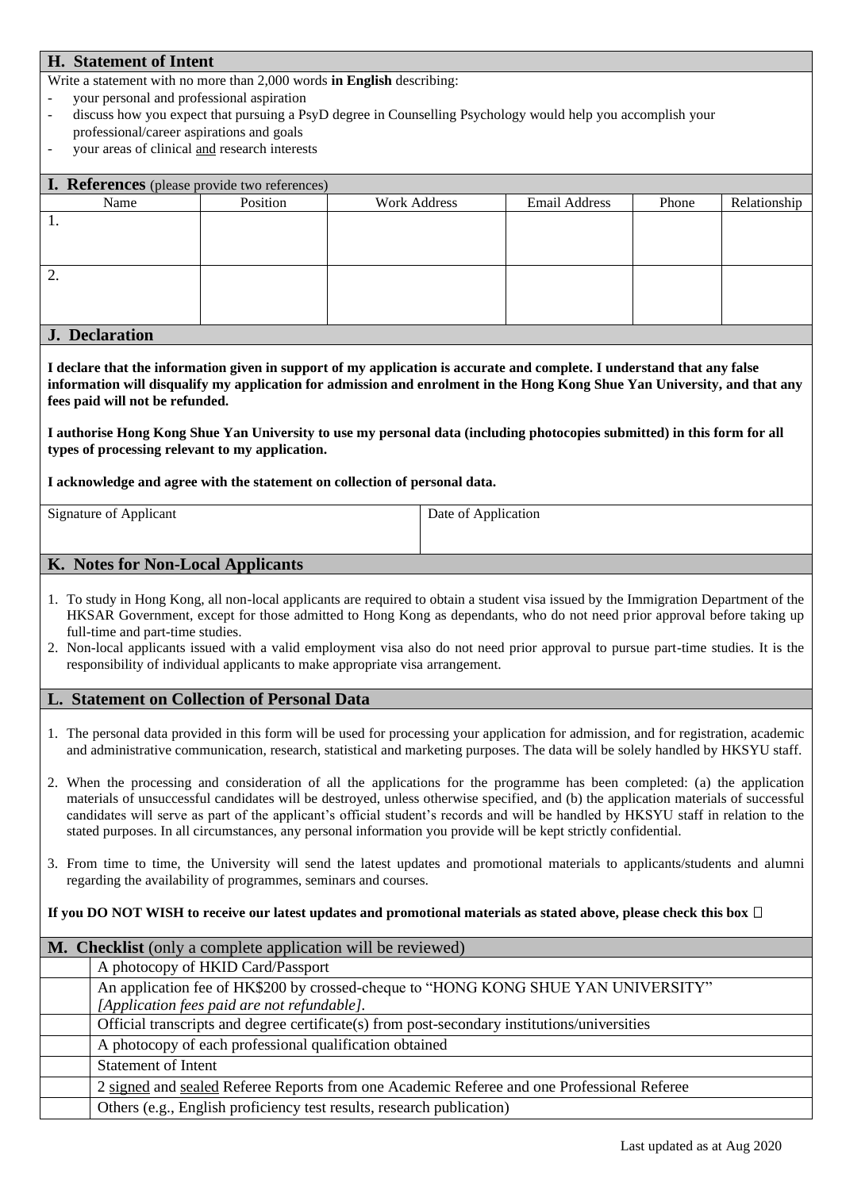## H. Statement of Intent

Write a statement with no more than 2,000 words **in English** describing:

- your personal and professional aspiration
- discuss how you expect that pursuing a PsyD degree in Counselling Psychology would help you accomplish your professional/career aspirations and goals
- your areas of clinical and research interests

## I. References (please provide two references)

| Name | Position | Work Address | Email Address | Phone | Relationship |
|---|---|---|---|---|---|
| 1. | | | | | |
| 2. | | | | | |

## J. Declaration

**I declare that the information given in support of my application is accurate and complete. I understand that any false information will disqualify my application for admission and enrolment in the Hong Kong Shue Yan University, and that any fees paid will not be refunded.**

**I authorise Hong Kong Shue Yan University to use my personal data (including photocopies submitted) in this form for all types of processing relevant to my application.**

**I acknowledge and agree with the statement on collection of personal data.**

| Signature of Applicant | Date of Application |
|---|---|
| | |

## K. Notes for Non-Local Applicants

1. To study in Hong Kong, all non-local applicants are required to obtain a student visa issued by the Immigration Department of the HKSAR Government, except for those admitted to Hong Kong as dependants, who do not need prior approval before taking up full-time and part-time studies.
2. Non-local applicants issued with a valid employment visa also do not need prior approval to pursue part-time studies. It is the responsibility of individual applicants to make appropriate visa arrangement.

## L. Statement on Collection of Personal Data

1. The personal data provided in this form will be used for processing your application for admission, and for registration, academic and administrative communication, research, statistical and marketing purposes. The data will be solely handled by HKSYU staff.

2. When the processing and consideration of all the applications for the programme has been completed: (a) the application materials of unsuccessful candidates will be destroyed, unless otherwise specified, and (b) the application materials of successful candidates will serve as part of the applicant's official student's records and will be handled by HKSYU staff in relation to the stated purposes. In all circumstances, any personal information you provide will be kept strictly confidential.

3. From time to time, the University will send the latest updates and promotional materials to applicants/students and alumni regarding the availability of programmes, seminars and courses.

**If you DO NOT WISH to receive our latest updates and promotional materials as stated above, please check this box ☐**

## M. Checklist (only a complete application will be reviewed)

| | |
|---|---|
| | A photocopy of HKID Card/Passport |
| | An application fee of HK$200 by crossed-cheque to "HONG KONG SHUE YAN UNIVERSITY" *[Application fees paid are not refundable]*. |
| | Official transcripts and degree certificate(s) from post-secondary institutions/universities |
| | A photocopy of each professional qualification obtained |
| | Statement of Intent |
| | 2 signed and sealed Referee Reports from one Academic Referee and one Professional Referee |
| | Others (e.g., English proficiency test results, research publication) |

Last updated as at Aug 2020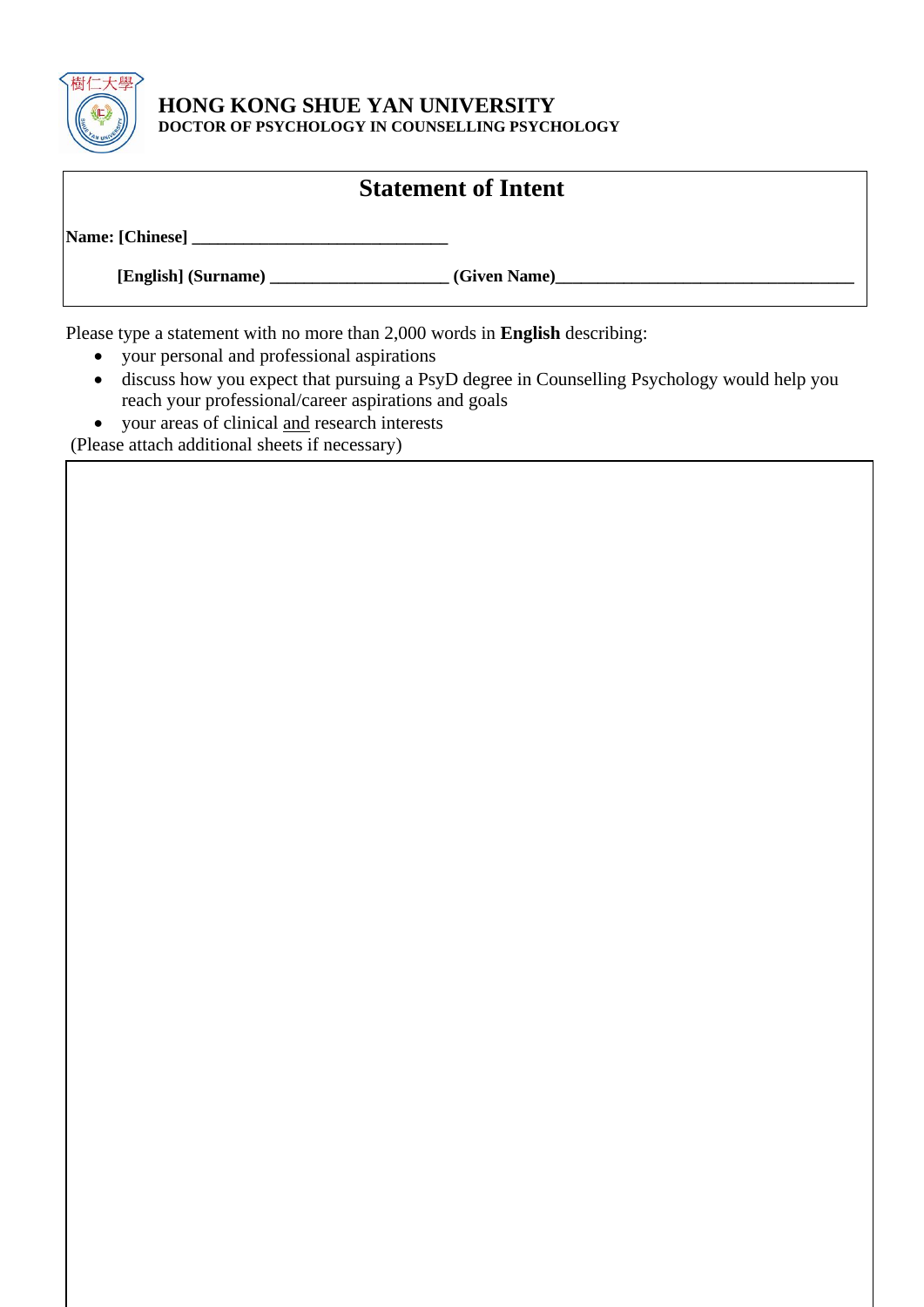# HONG KONG SHUE YAN UNIVERSITY

**DOCTOR OF PSYCHOLOGY IN COUNSELLING PSYCHOLOGY**

## Statement of Intent

**Name: [Chinese] ______________________________**

**[English] (Surname) _____________________ (Given Name)___________________________________**

Please type a statement with no more than 2,000 words in **English** describing:

- your personal and professional aspirations
- discuss how you expect that pursuing a PsyD degree in Counselling Psychology would help you reach your professional/career aspirations and goals
- your areas of clinical and research interests

(Please attach additional sheets if necessary)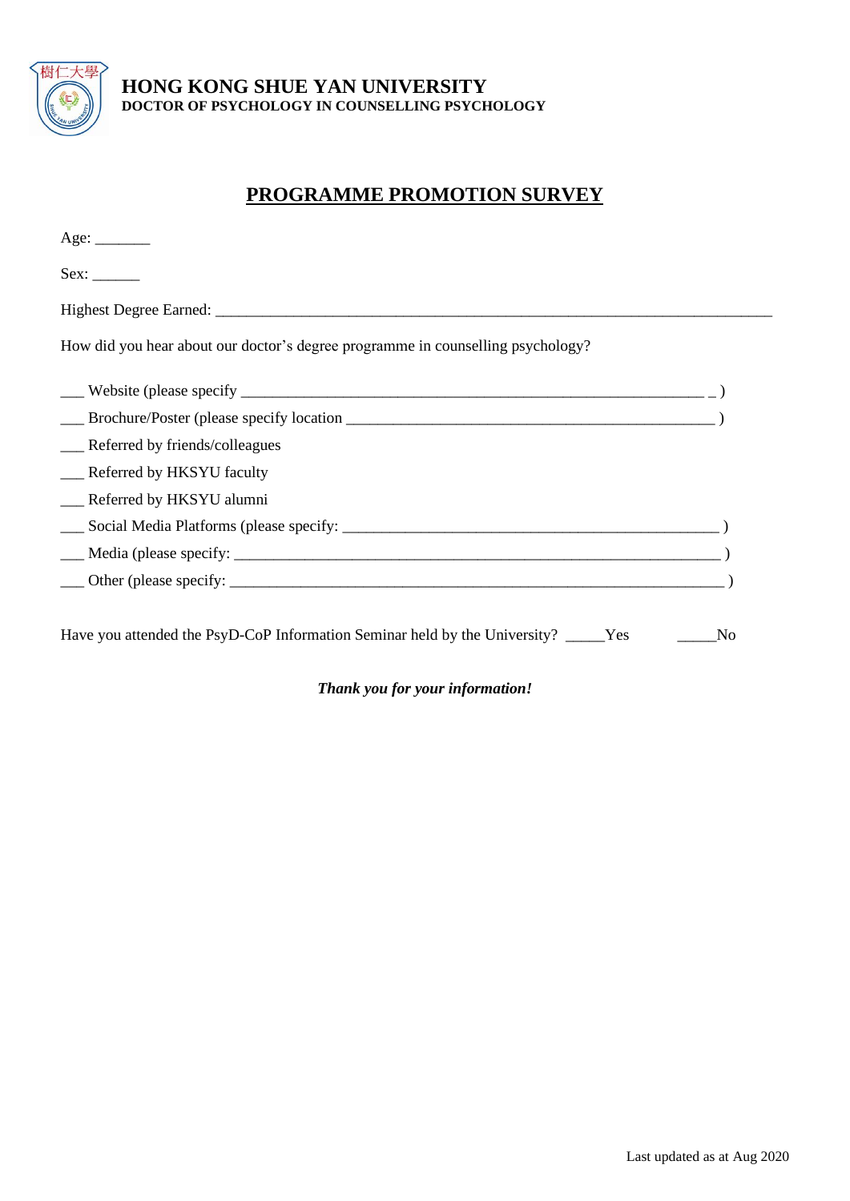**HONG KONG SHUE YAN UNIVERSITY**
**DOCTOR OF PSYCHOLOGY IN COUNSELLING PSYCHOLOGY**

# PROGRAMME PROMOTION SURVEY

Age: _______

Sex: ______

Highest Degree Earned: ___________________________________________________________________________

How did you hear about our doctor's degree programme in counselling psychology?

___ Website (please specify ________________________________________________________________ _ )
___ Brochure/Poster (please specify location __________________________________________________ )
___ Referred by friends/colleagues
___ Referred by HKSYU faculty
___ Referred by HKSYU alumni
___ Social Media Platforms (please specify: ____________________________________________________ )
___ Media (please specify: ________________________________________________________________ )
___ Other (please specify: ________________________________________________________________ )

Have you attended the PsyD-CoP Information Seminar held by the University? _____Yes _____No

***Thank you for your information!***

Last updated as at Aug 2020